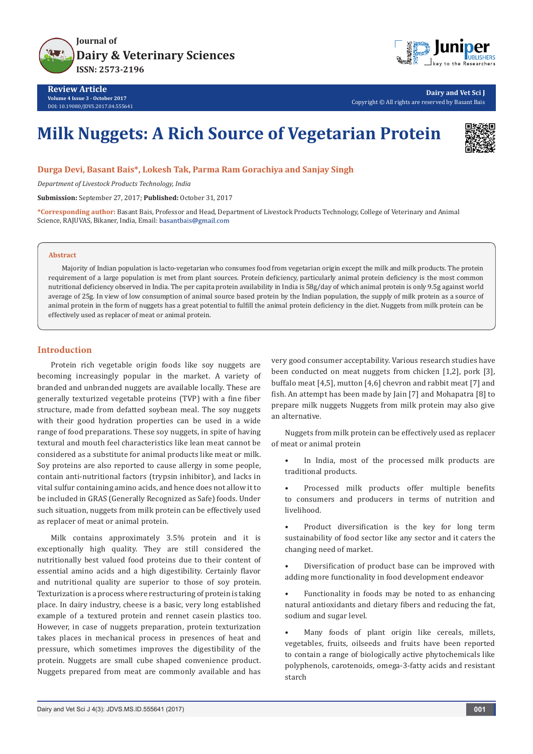# Milk Nuggets: A Rich Source of Vegetarian Protein

**Durga Devi, Basant Bais*, Lokesh Tak, Parma Ram Gorachiya and Sanjay Singh**

*Department of Livestock Products Technology, India*

**Submission:** September 27, 2017; **Published:** October 31, 2017

***Corresponding author:** Basant Bais, Professor and Head, Department of Livestock Products Technology, College of Veterinary and Animal Science, RAJUVAS, Bikaner, India, Email: basantbais@gmail.com

## Abstract

Majority of Indian population is lacto-vegetarian who consumes food from vegetarian origin except the milk and milk products. The protein requirement of a large population is met from plant sources. Protein deficiency, particularly animal protein deficiency is the most common nutritional deficiency observed in India. The per capita protein availability in India is 58g/day of which animal protein is only 9.5g against world average of 25g. In view of low consumption of animal source based protein by the Indian population, the supply of milk protein as a source of animal protein in the form of nuggets has a great potential to fulfill the animal protein deficiency in the diet. Nuggets from milk protein can be effectively used as replacer of meat or animal protein.

## Introduction

Protein rich vegetable origin foods like soy nuggets are becoming increasingly popular in the market. A variety of branded and unbranded nuggets are available locally. These are generally texturized vegetable proteins (TVP) with a fine fiber structure, made from defatted soybean meal. The soy nuggets with their good hydration properties can be used in a wide range of food preparations. These soy nuggets, in spite of having textural and mouth feel characteristics like lean meat cannot be considered as a substitute for animal products like meat or milk. Soy proteins are also reported to cause allergy in some people, contain anti-nutritional factors (trypsin inhibitor), and lacks in vital sulfur containing amino acids, and hence does not allow it to be included in GRAS (Generally Recognized as Safe) foods. Under such situation, nuggets from milk protein can be effectively used as replacer of meat or animal protein.

Milk contains approximately 3.5% protein and it is exceptionally high quality. They are still considered the nutritionally best valued food proteins due to their content of essential amino acids and a high digestibility. Certainly flavor and nutritional quality are superior to those of soy protein. Texturization is a process where restructuring of protein is taking place. In dairy industry, cheese is a basic, very long established example of a textured protein and rennet casein plastics too. However, in case of nuggets preparation, protein texturization takes places in mechanical process in presences of heat and pressure, which sometimes improves the digestibility of the protein. Nuggets are small cube shaped convenience product. Nuggets prepared from meat are commonly available and has very good consumer acceptability. Various research studies have been conducted on meat nuggets from chicken [1,2], pork [3], buffalo meat [4,5], mutton [4,6] chevron and rabbit meat [7] and fish. An attempt has been made by Jain [7] and Mohapatra [8] to prepare milk nuggets Nuggets from milk protein may also give an alternative.

Nuggets from milk protein can be effectively used as replacer of meat or animal protein

- In India, most of the processed milk products are traditional products.
- Processed milk products offer multiple benefits to consumers and producers in terms of nutrition and livelihood.
- Product diversification is the key for long term sustainability of food sector like any sector and it caters the changing need of market.
- Diversification of product base can be improved with adding more functionality in food development endeavor
- Functionality in foods may be noted to as enhancing natural antioxidants and dietary fibers and reducing the fat, sodium and sugar level.
- Many foods of plant origin like cereals, millets, vegetables, fruits, oilseeds and fruits have been reported to contain a range of biologically active phytochemicals like polyphenols, carotenoids, omega-3-fatty acids and resistant starch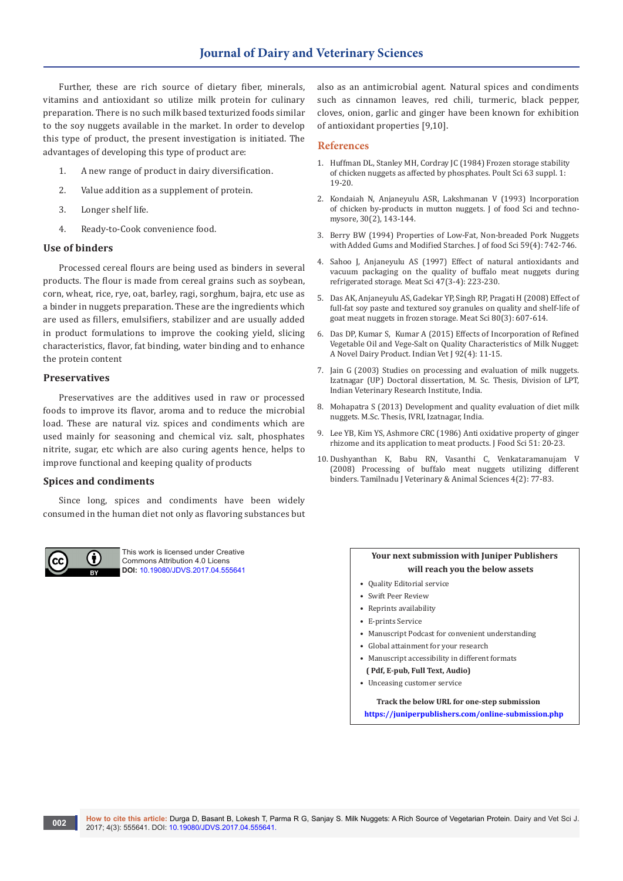Further, these are rich source of dietary fiber, minerals, vitamins and antioxidant so utilize milk protein for culinary preparation. There is no such milk based texturized foods similar to the soy nuggets available in the market. In order to develop this type of product, the present investigation is initiated. The advantages of developing this type of product are:

1. A new range of product in dairy diversification.
2. Value addition as a supplement of protein.
3. Longer shelf life.
4. Ready-to-Cook convenience food.

## Use of binders

Processed cereal flours are being used as binders in several products. The flour is made from cereal grains such as soybean, corn, wheat, rice, rye, oat, barley, ragi, sorghum, bajra, etc use as a binder in nuggets preparation. These are the ingredients which are used as fillers, emulsifiers, stabilizer and are usually added in product formulations to improve the cooking yield, slicing characteristics, flavor, fat binding, water binding and to enhance the protein content

## Preservatives

Preservatives are the additives used in raw or processed foods to improve its flavor, aroma and to reduce the microbial load. These are natural viz. spices and condiments which are used mainly for seasoning and chemical viz. salt, phosphates nitrite, sugar, etc which are also curing agents hence, helps to improve functional and keeping quality of products

## Spices and condiments

Since long, spices and condiments have been widely consumed in the human diet not only as flavoring substances but also as an antimicrobial agent. Natural spices and condiments such as cinnamon leaves, red chili, turmeric, black pepper, cloves, onion, garlic and ginger have been known for exhibition of antioxidant properties [9,10].

## References

1. Huffman DL, Stanley MH, Cordray JC (1984) Frozen storage stability of chicken nuggets as affected by phosphates. Poult Sci 63 suppl. 1: 19-20.
2. Kondaiah N, Anjaneyulu ASR, Lakshmanan V (1993) Incorporation of chicken by-products in mutton nuggets. J of food Sci and techno-mysore, 30(2), 143-144.
3. Berry BW (1994) Properties of Low-Fat, Non-breaded Pork Nuggets with Added Gums and Modified Starches. J of food Sci 59(4): 742-746.
4. Sahoo J, Anjaneyulu AS (1997) Effect of natural antioxidants and vacuum packaging on the quality of buffalo meat nuggets during refrigerated storage. Meat Sci 47(3-4): 223-230.
5. Das AK, Anjaneyulu AS, Gadekar YP, Singh RP, Pragati H (2008) Effect of full-fat soy paste and textured soy granules on quality and shelf-life of goat meat nuggets in frozen storage. Meat Sci 80(3): 607-614.
6. Das DP, Kumar S, Kumar A (2015) Effects of Incorporation of Refined Vegetable Oil and Vege-Salt on Quality Characteristics of Milk Nugget: A Novel Dairy Product. Indian Vet J 92(4): 11-15.
7. Jain G (2003) Studies on processing and evaluation of milk nuggets. Izatnagar (UP) Doctoral dissertation, M. Sc. Thesis, Division of LPT, Indian Veterinary Research Institute, India.
8. Mohapatra S (2013) Development and quality evaluation of diet milk nuggets. M.Sc. Thesis, IVRI, Izatnagar, India.
9. Lee YB, Kim YS, Ashmore CRC (1986) Anti oxidative property of ginger rhizome and its application to meat products. J Food Sci 51: 20-23.
10. Dushyanthan K, Babu RN, Vasanthi C, Venkataramanujam V (2008) Processing of buffalo meat nuggets utilizing different binders. Tamilnadu J Veterinary & Animal Sciences 4(2): 77-83.

This work is licensed under Creative Commons Attribution 4.0 Licens
**DOI:** 10.19080/JDVS.2017.04.555641

**Your next submission with Juniper Publishers will reach you the below assets**

- Quality Editorial service
- Swift Peer Review
- Reprints availability
- E-prints Service
- Manuscript Podcast for convenient understanding
- Global attainment for your research
- Manuscript accessibility in different formats **( Pdf, E-pub, Full Text, Audio)**
- Unceasing customer service

**Track the below URL for one-step submission**
**https://juniperpublishers.com/online-submission.php**

**How to cite this article:** Durga D, Basant B, Lokesh T, Parma R G, Sanjay S. Milk Nuggets: A Rich Source of Vegetarian Protein. Dairy and Vet Sci J. 2017; 4(3): 555641. DOI: 10.19080/JDVS.2017.04.555641.